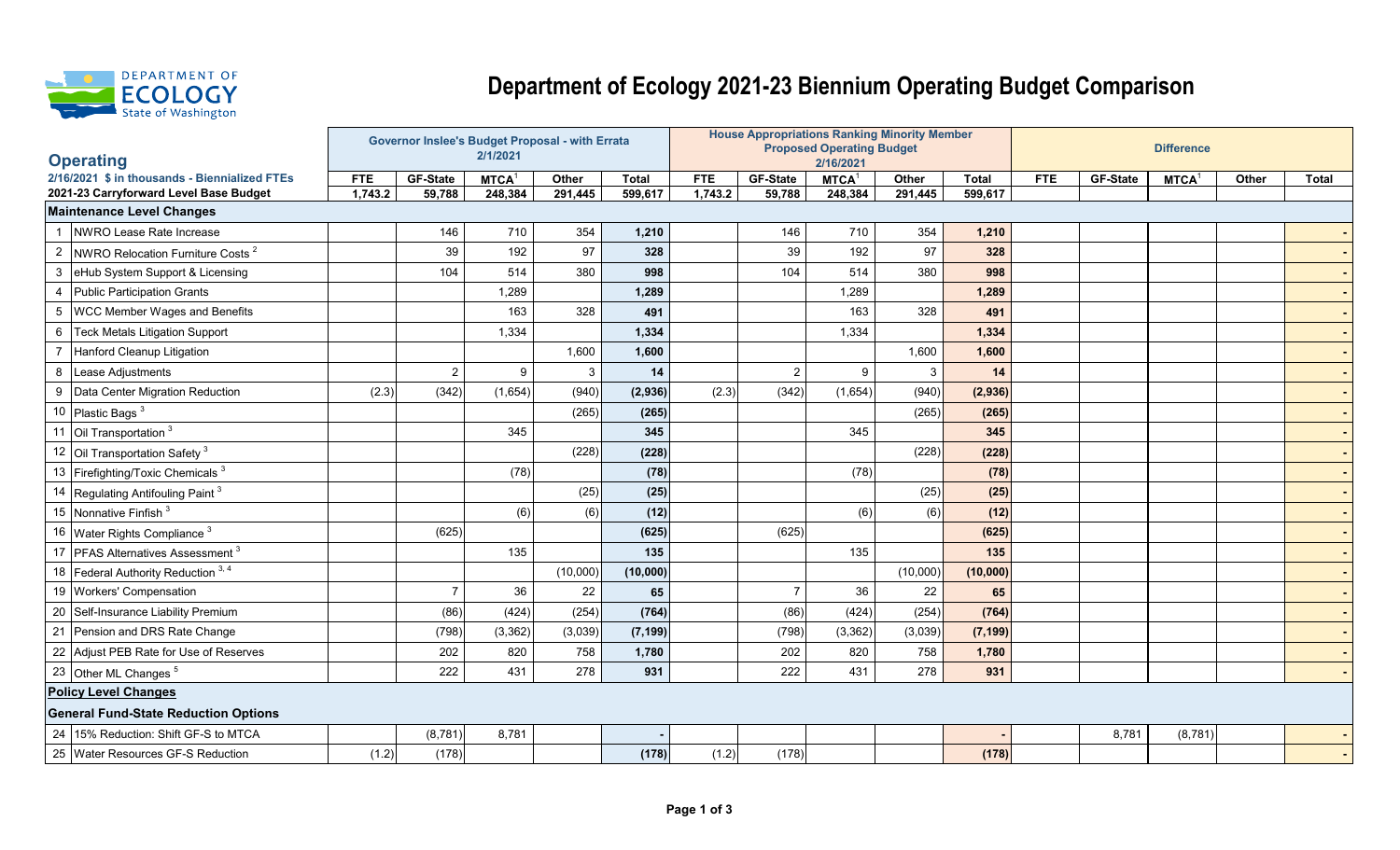# Department of Ecology 2021-23 Biennium Operating Budget Comparison

| **Operating** | | Governor Inslee's Budget Proposal - with Errata 2/1/2021 | | | | | House Appropriations Ranking Minority Member Proposed Operating Budget 2/16/2021 | | | | | Difference | | | | |
|---|---|---|---|---|---|---|---|---|---|---|---|---|---|---|---|---|
| 2/16/2021 $ in thousands - Biennialized FTEs | | FTE | GF-State | MTCA[1] | Other | Total | FTE | GF-State | MTCA[1] | Other | Total | FTE | GF-State | MTCA[1] | Other | Total |
| 2021-23 Carryforward Level Base Budget | | 1,743.2 | 59,788 | 248,384 | 291,445 | 599,617 | 1,743.2 | 59,788 | 248,384 | 291,445 | 599,617 | | | | | |
| **Maintenance Level Changes** | | | | | | | | | | | | | | | | |
| 1 | NWRO Lease Rate Increase | | 146 | 710 | 354 | 1,210 | | 146 | 710 | 354 | 1,210 | | | | | - |
| 2 | NWRO Relocation Furniture Costs [2] | | 39 | 192 | 97 | 328 | | 39 | 192 | 97 | 328 | | | | | - |
| 3 | eHub System Support & Licensing | | 104 | 514 | 380 | 998 | | 104 | 514 | 380 | 998 | | | | | - |
| 4 | Public Participation Grants | | | 1,289 | | 1,289 | | | 1,289 | | 1,289 | | | | | - |
| 5 | WCC Member Wages and Benefits | | | 163 | 328 | 491 | | | 163 | 328 | 491 | | | | | - |
| 6 | Teck Metals Litigation Support | | | 1,334 | | 1,334 | | | 1,334 | | 1,334 | | | | | - |
| 7 | Hanford Cleanup Litigation | | | | 1,600 | 1,600 | | | | 1,600 | 1,600 | | | | | - |
| 8 | Lease Adjustments | | 2 | 9 | 3 | 14 | | 2 | 9 | 3 | 14 | | | | | - |
| 9 | Data Center Migration Reduction | (2.3) | (342) | (1,654) | (940) | (2,936) | (2.3) | (342) | (1,654) | (940) | (2,936) | | | | | - |
| 10 | Plastic Bags [3] | | | | (265) | (265) | | | | (265) | (265) | | | | | - |
| 11 | Oil Transportation [3] | | | 345 | | 345 | | | 345 | | 345 | | | | | - |
| 12 | Oil Transportation Safety [3] | | | | (228) | (228) | | | | (228) | (228) | | | | | - |
| 13 | Firefighting/Toxic Chemicals [3] | | | (78) | | (78) | | | (78) | | (78) | | | | | - |
| 14 | Regulating Antifouling Paint [3] | | | | (25) | (25) | | | | (25) | (25) | | | | | - |
| 15 | Nonnative Finfish [3] | | | (6) | (6) | (12) | | | (6) | (6) | (12) | | | | | - |
| 16 | Water Rights Compliance [3] | | (625) | | | (625) | | (625) | | | (625) | | | | | - |
| 17 | PFAS Alternatives Assessment [3] | | | 135 | | 135 | | | 135 | | 135 | | | | | - |
| 18 | Federal Authority Reduction [3, 4] | | | | (10,000) | (10,000) | | | | (10,000) | (10,000) | | | | | - |
| 19 | Workers' Compensation | | 7 | 36 | 22 | 65 | | 7 | 36 | 22 | 65 | | | | | - |
| 20 | Self-Insurance Liability Premium | | (86) | (424) | (254) | (764) | | (86) | (424) | (254) | (764) | | | | | - |
| 21 | Pension and DRS Rate Change | | (798) | (3,362) | (3,039) | (7,199) | | (798) | (3,362) | (3,039) | (7,199) | | | | | - |
| 22 | Adjust PEB Rate for Use of Reserves | | 202 | 820 | 758 | 1,780 | | 202 | 820 | 758 | 1,780 | | | | | - |
| 23 | Other ML Changes [5] | | 222 | 431 | 278 | 931 | | 222 | 431 | 278 | 931 | | | | | - |
| **Policy Level Changes** | | | | | | | | | | | | | | | | |
| **General Fund-State Reduction Options** | | | | | | | | | | | | | | | | |
| 24 | 15% Reduction: Shift GF-S to MTCA | | (8,781) | 8,781 | | - | | | | | - | | 8,781 | (8,781) | | - |
| 25 | Water Resources GF-S Reduction | (1.2) | (178) | | | (178) | (1.2) | (178) | | | (178) | | | | | - |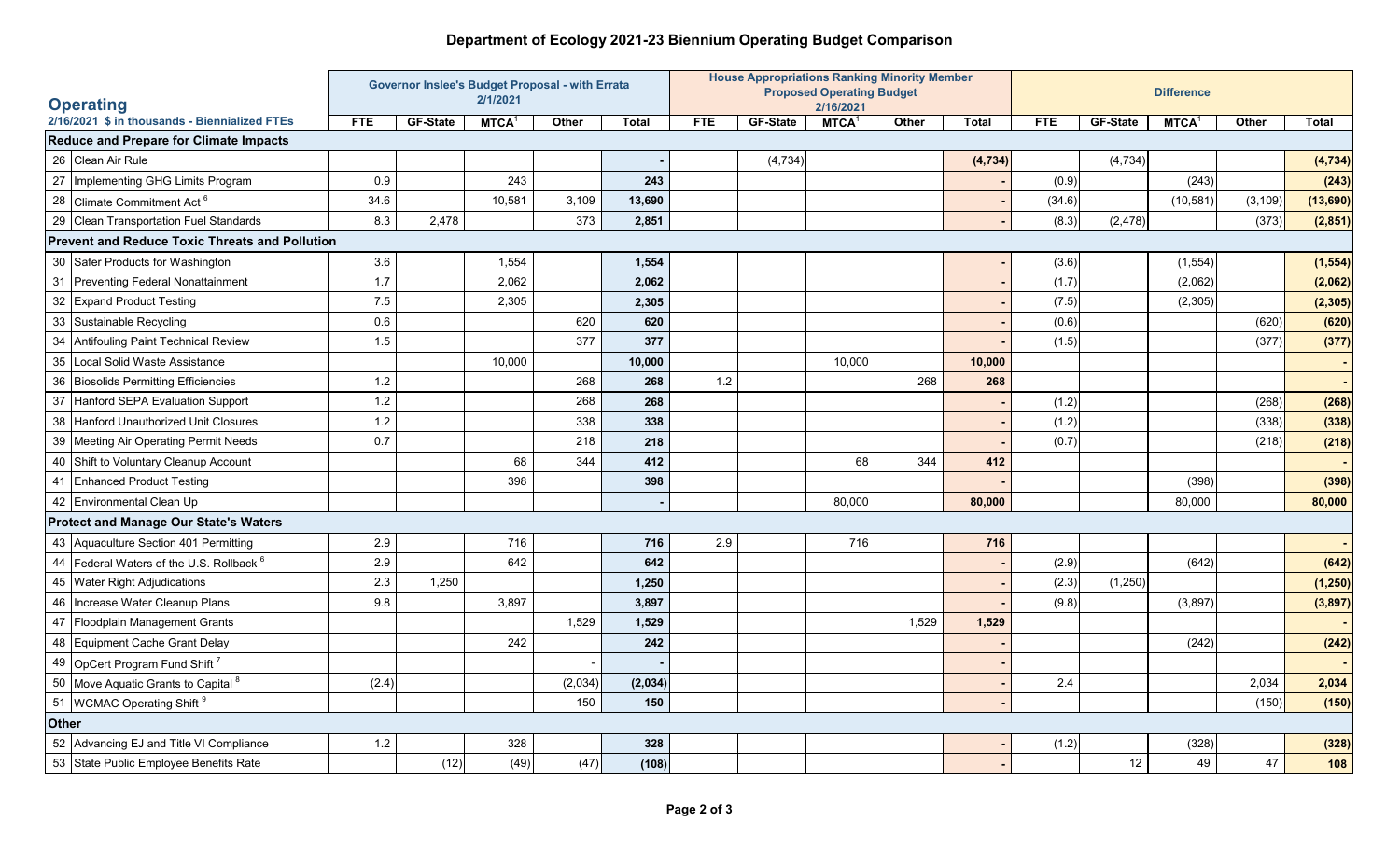# Department of Ecology 2021-23 Biennium Operating Budget Comparison

| Operating<br>2/16/2021 $ in thousands - Biennialized FTEs | Governor Inslee's Budget Proposal - with Errata 2/1/2021 | | | | | House Appropriations Ranking Minority Member Proposed Operating Budget 2/16/2021 | | | | | Difference | | | | |
|---|---|---|---|---|---|---|---|---|---|---|---|---|---|---|---|
| | FTE | GF-State | MTCA[1] | Other | Total | FTE | GF-State | MTCA[1] | Other | Total | FTE | GF-State | MTCA[1] | Other | Total |
| **Reduce and Prepare for Climate Impacts** | | | | | | | | | | | | | | | |
| 26 Clean Air Rule | | | | | - | | (4,734) | | | (4,734) | | (4,734) | | | (4,734) |
| 27 Implementing GHG Limits Program | 0.9 | | 243 | | 243 | | | | | - | (0.9) | | (243) | | (243) |
| 28 Climate Commitment Act [6] | 34.6 | | 10,581 | 3,109 | 13,690 | | | | | - | (34.6) | | (10,581) | (3,109) | (13,690) |
| 29 Clean Transportation Fuel Standards | 8.3 | 2,478 | | 373 | 2,851 | | | | | - | (8.3) | (2,478) | | (373) | (2,851) |
| **Prevent and Reduce Toxic Threats and Pollution** | | | | | | | | | | | | | | | |
| 30 Safer Products for Washington | 3.6 | | 1,554 | | 1,554 | | | | | - | (3.6) | | (1,554) | | (1,554) |
| 31 Preventing Federal Nonattainment | 1.7 | | 2,062 | | 2,062 | | | | | - | (1.7) | | (2,062) | | (2,062) |
| 32 Expand Product Testing | 7.5 | | 2,305 | | 2,305 | | | | | - | (7.5) | | (2,305) | | (2,305) |
| 33 Sustainable Recycling | 0.6 | | | 620 | 620 | | | | | - | (0.6) | | | (620) | (620) |
| 34 Antifouling Paint Technical Review | 1.5 | | | 377 | 377 | | | | | - | (1.5) | | | (377) | (377) |
| 35 Local Solid Waste Assistance | | | 10,000 | | 10,000 | | | 10,000 | | 10,000 | | | | | - |
| 36 Biosolids Permitting Efficiencies | 1.2 | | | 268 | 268 | 1.2 | | | 268 | 268 | | | | | - |
| 37 Hanford SEPA Evaluation Support | 1.2 | | | 268 | 268 | | | | | - | (1.2) | | | (268) | (268) |
| 38 Hanford Unauthorized Unit Closures | 1.2 | | | 338 | 338 | | | | | - | (1.2) | | | (338) | (338) |
| 39 Meeting Air Operating Permit Needs | 0.7 | | | 218 | 218 | | | | | - | (0.7) | | | (218) | (218) |
| 40 Shift to Voluntary Cleanup Account | | | 68 | 344 | 412 | | | 68 | 344 | 412 | | | | | - |
| 41 Enhanced Product Testing | | | 398 | | 398 | | | | | - | | | (398) | | (398) |
| 42 Environmental Clean Up | | | | | - | | | 80,000 | | 80,000 | | | 80,000 | | 80,000 |
| **Protect and Manage Our State's Waters** | | | | | | | | | | | | | | | |
| 43 Aquaculture Section 401 Permitting | 2.9 | | 716 | | 716 | 2.9 | | 716 | | 716 | | | | | - |
| 44 Federal Waters of the U.S. Rollback [6] | 2.9 | | 642 | | 642 | | | | | - | (2.9) | | (642) | | (642) |
| 45 Water Right Adjudications | 2.3 | 1,250 | | | 1,250 | | | | | - | (2.3) | (1,250) | | | (1,250) |
| 46 Increase Water Cleanup Plans | 9.8 | | 3,897 | | 3,897 | | | | | - | (9.8) | | (3,897) | | (3,897) |
| 47 Floodplain Management Grants | | | | 1,529 | 1,529 | | | | 1,529 | 1,529 | | | | | - |
| 48 Equipment Cache Grant Delay | | | 242 | | 242 | | | | | - | | | (242) | | (242) |
| 49 OpCert Program Fund Shift [7] | | | | - | - | | | | | - | | | | | - |
| 50 Move Aquatic Grants to Capital [8] | (2.4) | | | (2,034) | (2,034) | | | | | - | 2.4 | | | 2,034 | 2,034 |
| 51 WCMAC Operating Shift [9] | | | | 150 | 150 | | | | | - | | | | (150) | (150) |
| **Other** | | | | | | | | | | | | | | | |
| 52 Advancing EJ and Title VI Compliance | 1.2 | | 328 | | 328 | | | | | - | (1.2) | | (328) | | (328) |
| 53 State Public Employee Benefits Rate | | (12) | (49) | (47) | (108) | | | | | - | | 12 | 49 | 47 | 108 |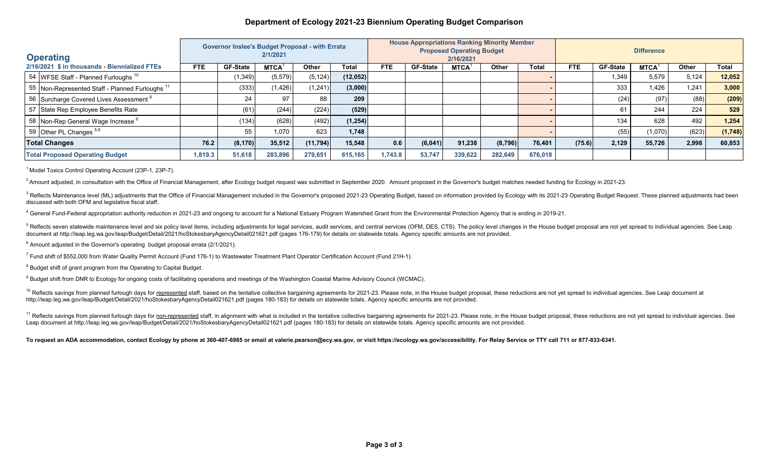## Department of Ecology 2021-23 Biennium Operating Budget Comparison

| Operating<br>2/16/2021 $ in thousands - Biennialized FTEs | Governor Inslee's Budget Proposal - with Errata 2/1/2021 | | | | | House Appropriations Ranking Minority Member Proposed Operating Budget 2/16/2021 | | | | | Difference | | | | |
|---|---|---|---|---|---|---|---|---|---|---|---|---|---|---|---|
| | FTE | GF-State | MTCA[1] | Other | Total | FTE | GF-State | MTCA[1] | Other | Total | FTE | GF-State | MTCA[1] | Other | Total |
| 54 WFSE Staff - Planned Furloughs[10] | | (1,349) | (5,579) | (5,124) | **(12,052)** | | | | | - | | 1,349 | 5,579 | 5,124 | **12,052** |
| 55 Non-Represented Staff - Planned Furloughs[11] | | (333) | (1,426) | (1,241) | **(3,000)** | | | | | - | | 333 | 1,426 | 1,241 | **3,000** |
| 56 Surcharge Covered Lives Assessment[6] | | 24 | 97 | 88 | **209** | | | | | - | | (24) | (97) | (88) | **(209)** |
| 57 State Rep Employee Benefits Rate | | (61) | (244) | (224) | **(529)** | | | | | - | | 61 | 244 | 224 | **529** |
| 58 Non-Rep General Wage Increase[6] | | (134) | (628) | (492) | **(1,254)** | | | | | - | | 134 | 628 | 492 | **1,254** |
| 59 Other PL Changes[5,6] | | 55 | 1,070 | 623 | **1,748** | | | | | - | | (55) | (1,070) | (623) | **(1,748)** |
| **Total Changes** | **76.2** | **(8,170)** | **35,512** | **(11,794)** | **15,548** | **0.6** | **(6,041)** | **91,238** | **(8,796)** | **76,401** | **(75.6)** | **2,129** | **55,726** | **2,998** | **60,853** |
| **Total Proposed Operating Budget** | **1,819.3** | **51,618** | **283,896** | **279,651** | **615,165** | **1,743.8** | **53,747** | **339,622** | **282,649** | **676,018** | | | | | |

[1] Model Toxics Control Operating Account (23P-1, 23P-7).

[2] Amount adjusted, in consultation with the Office of Financial Management, after Ecology budget request was submitted in September 2020. Amount proposed in the Governor's budget matches needed funding for Ecology in 2021-23.

[3] Reflects Maintenance level (ML) adjustments that the Office of Financial Management included in the Governor's proposed 2021-23 Operating Budget, based on information provided by Ecology with its 2021-23 Operating Budget Request. These planned adjustments had been discussed with both OFM and legislative fiscal staff.

[4] General Fund-Federal appropriation authority reduction in 2021-23 and ongoing to account for a National Estuary Program Watershed Grant from the Environmental Protection Agency that is ending in 2019-21.

[5] Reflects seven statewide maintenance level and six policy level items, including adjustments for legal services, audit services, and central services (OFM, DES, CTS). The policy level changes in the House budget proposal are not yet spread to individual agencies. See Leap document at http://leap.leg.wa.gov/leap/Budget/Detail/2021/hoStokesbaryAgencyDetail021621.pdf (pages 176-179) for details on statewide totals. Agency specific amounts are not provided.

[6] Amount adjusted in the Governor's operating budget proposal errata (2/1/2021).

[7] Fund shift of $552,000 from Water Quality Permit Account (Fund 176-1) to Wastewater Treatment Plant Operator Certification Account (Fund 21H-1).

[8] Budget shift of grant program from the Operating to Capital Budget.

[9] Budget shift from DNR to Ecology for ongoing costs of facilitating operations and meetings of the Washington Coastal Marine Advisory Council (WCMAC).

[10] Reflects savings from planned furlough days for represented staff, based on the tentative collective bargaining agreements for 2021-23. Please note, in the House budget proposal, these reductions are not yet spread to individual agencies. See Leap document at http://leap.leg.wa.gov/leap/Budget/Detail/2021/hoStokesbaryAgencyDetail021621.pdf (pages 180-183) for details on statewide totals. Agency specific amounts are not provided.

[11] Reflects savings from planned furlough days for non-represented staff, in alignment with what is included in the tentative collective bargaining agreements for 2021-23. Please note, in the House budget proposal, these reductions are not yet spread to individual agencies. See Leap document at http://leap.leg.wa.gov/leap/Budget/Detail/2021/hoStokesbaryAgencyDetail021621.pdf (pages 180-183) for details on statewide totals. Agency specific amounts are not provided.

**To request an ADA accommodation, contact Ecology by phone at 360-407-6985 or email at valerie.pearson@ecy.wa.gov, or visit https://ecology.wa.gov/accessibility. For Relay Service or TTY call 711 or 877-833-6341.**